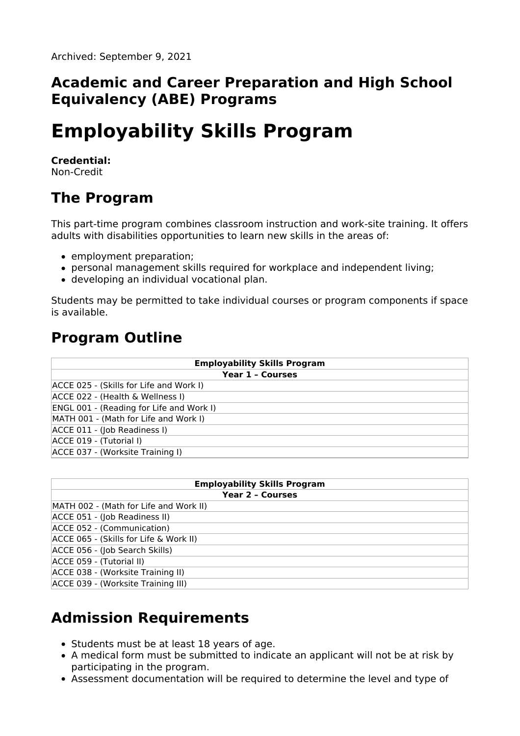Archived: September 9, 2021

## Academic and Career Preparation and High School Equivalency (ABE) Programs

# Employability Skills Program

**Credential:**
Non-Credit

## The Program

This part-time program combines classroom instruction and work-site training. It offers adults with disabilities opportunities to learn new skills in the areas of:

- employment preparation;
- personal management skills required for workplace and independent living;
- developing an individual vocational plan.

Students may be permitted to take individual courses or program components if space is available.

## Program Outline

| Employability Skills Program |
|---|
| **Year 1 – Courses** |
| ACCE 025 - (Skills for Life and Work I) |
| ACCE 022 - (Health & Wellness I) |
| ENGL 001 - (Reading for Life and Work I) |
| MATH 001 - (Math for Life and Work I) |
| ACCE 011 - (Job Readiness I) |
| ACCE 019 - (Tutorial I) |
| ACCE 037 - (Worksite Training I) |

| Employability Skills Program |
|---|
| **Year 2 – Courses** |
| MATH 002 - (Math for Life and Work II) |
| ACCE 051 - (Job Readiness II) |
| ACCE 052 - (Communication) |
| ACCE 065 - (Skills for Life & Work II) |
| ACCE 056 - (Job Search Skills) |
| ACCE 059 - (Tutorial II) |
| ACCE 038 - (Worksite Training II) |
| ACCE 039 - (Worksite Training III) |

## Admission Requirements

- Students must be at least 18 years of age.
- A medical form must be submitted to indicate an applicant will not be at risk by participating in the program.
- Assessment documentation will be required to determine the level and type of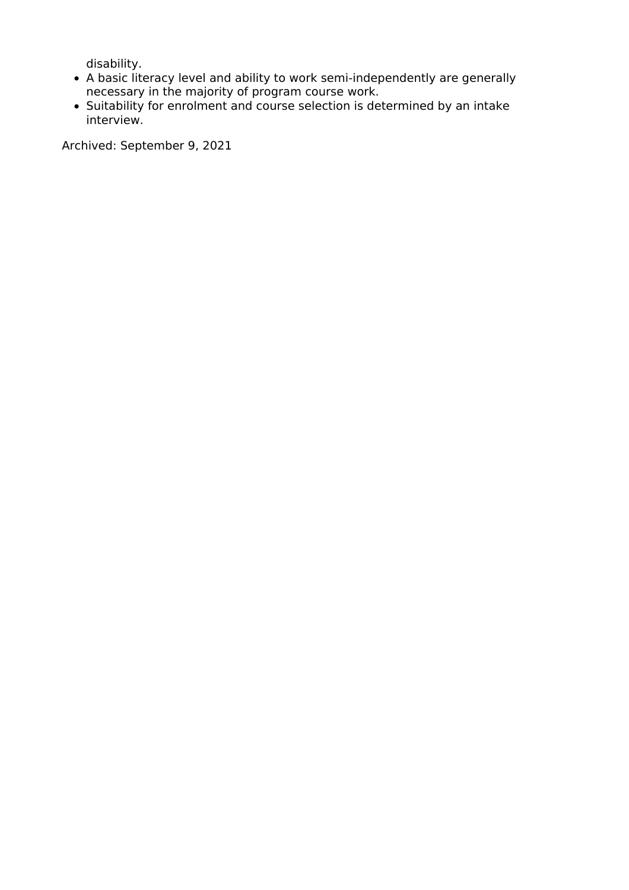disability.
- A basic literacy level and ability to work semi-independently are generally necessary in the majority of program course work.
- Suitability for enrolment and course selection is determined by an intake interview.

Archived: September 9, 2021